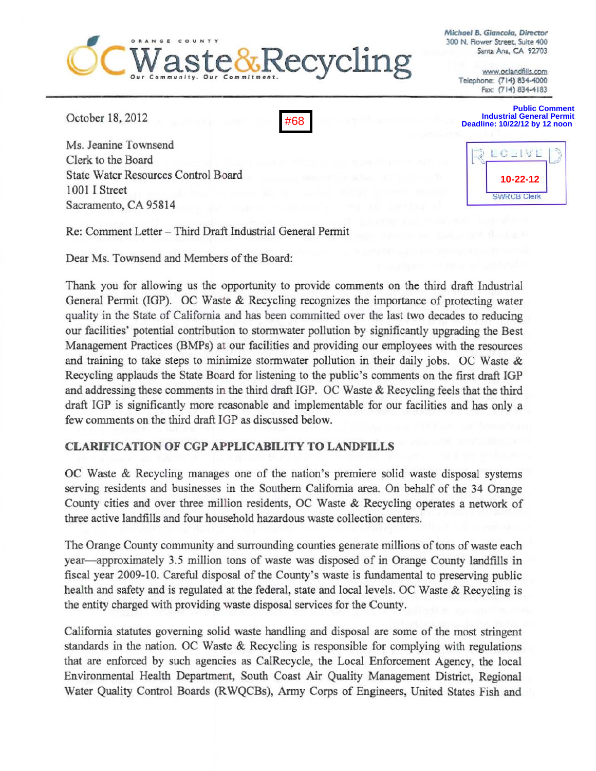**ORANGE COUNTY**
# OC Waste&Recycling
*Our Community. Our Commitment.*

Michael B. Giancola, Director
300 N. Flower Street, Suite 400
Santa Ana, CA 92703

www.oclandfills.com
Telephone: (714) 834-4000
Fax: (714) 834-4183

**Public Comment**
**Industrial General Permit**
**Deadline: 10/22/12 by 12 noon**

#68

RECEIVED
10-22-12
SWRCB Clerk

October 18, 2012

Ms. Jeanine Townsend
Clerk to the Board
State Water Resources Control Board
1001 I Street
Sacramento, CA 95814

Re: Comment Letter – Third Draft Industrial General Permit

Dear Ms. Townsend and Members of the Board:

Thank you for allowing us the opportunity to provide comments on the third draft Industrial General Permit (IGP). OC Waste & Recycling recognizes the importance of protecting water quality in the State of California and has been committed over the last two decades to reducing our facilities' potential contribution to stormwater pollution by significantly upgrading the Best Management Practices (BMPs) at our facilities and providing our employees with the resources and training to take steps to minimize stormwater pollution in their daily jobs. OC Waste & Recycling applauds the State Board for listening to the public's comments on the first draft IGP and addressing these comments in the third draft IGP. OC Waste & Recycling feels that the third draft IGP is significantly more reasonable and implementable for our facilities and has only a few comments on the third draft IGP as discussed below.

## CLARIFICATION OF CGP APPLICABILITY TO LANDFILLS

OC Waste & Recycling manages one of the nation's premiere solid waste disposal systems serving residents and businesses in the Southern California area. On behalf of the 34 Orange County cities and over three million residents, OC Waste & Recycling operates a network of three active landfills and four household hazardous waste collection centers.

The Orange County community and surrounding counties generate millions of tons of waste each year—approximately 3.5 million tons of waste was disposed of in Orange County landfills in fiscal year 2009-10. Careful disposal of the County's waste is fundamental to preserving public health and safety and is regulated at the federal, state and local levels. OC Waste & Recycling is the entity charged with providing waste disposal services for the County.

California statutes governing solid waste handling and disposal are some of the most stringent standards in the nation. OC Waste & Recycling is responsible for complying with regulations that are enforced by such agencies as CalRecycle, the Local Enforcement Agency, the local Environmental Health Department, South Coast Air Quality Management District, Regional Water Quality Control Boards (RWQCBs), Army Corps of Engineers, United States Fish and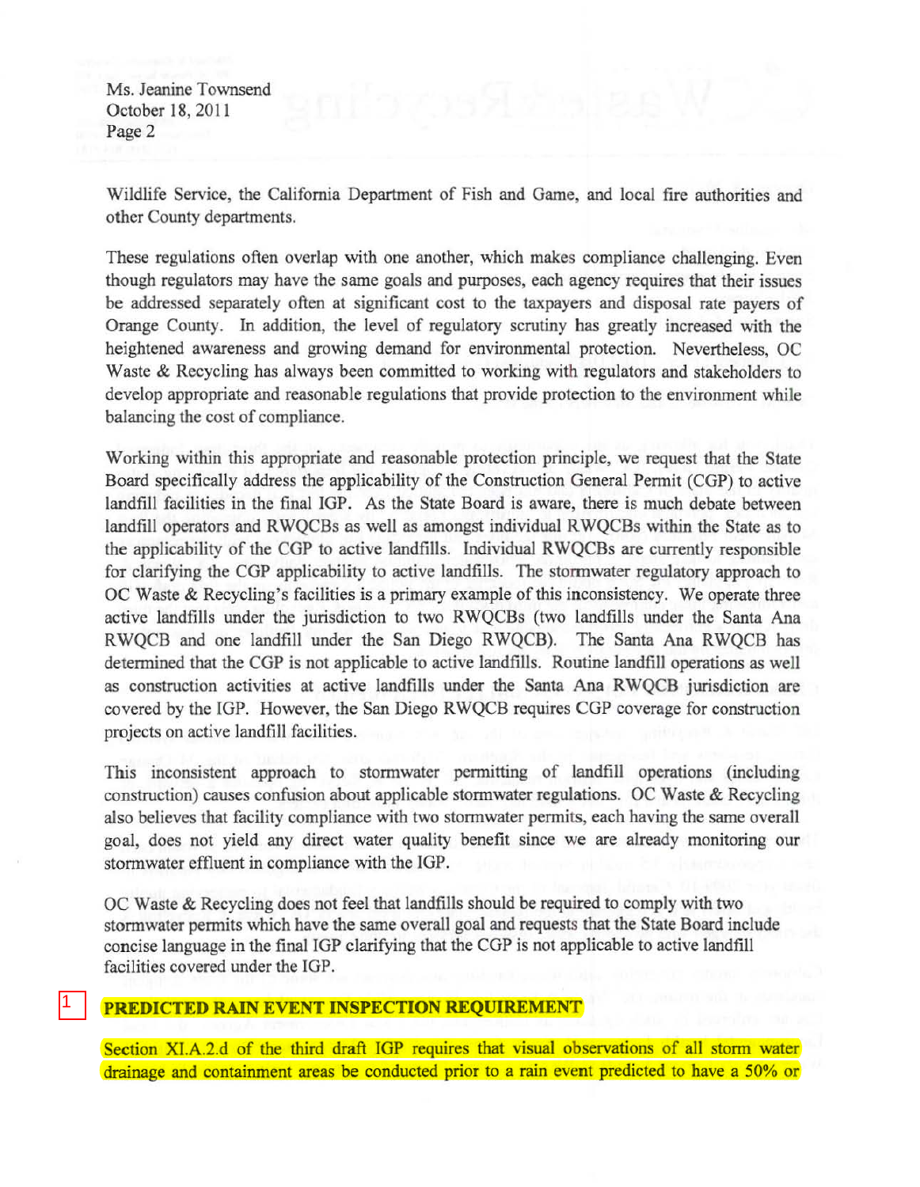Ms. Jeanine Townsend
October 18, 2011

Wildlife Service, the California Department of Fish and Game, and local fire authorities and other County departments.

These regulations often overlap with one another, which makes compliance challenging. Even though regulators may have the same goals and purposes, each agency requires that their issues be addressed separately often at significant cost to the taxpayers and disposal rate payers of Orange County. In addition, the level of regulatory scrutiny has greatly increased with the heightened awareness and growing demand for environmental protection. Nevertheless, OC Waste & Recycling has always been committed to working with regulators and stakeholders to develop appropriate and reasonable regulations that provide protection to the environment while balancing the cost of compliance.

Working within this appropriate and reasonable protection principle, we request that the State Board specifically address the applicability of the Construction General Permit (CGP) to active landfill facilities in the final IGP. As the State Board is aware, there is much debate between landfill operators and RWQCBs as well as amongst individual RWQCBs within the State as to the applicability of the CGP to active landfills. Individual RWQCBs are currently responsible for clarifying the CGP applicability to active landfills. The stormwater regulatory approach to OC Waste & Recycling's facilities is a primary example of this inconsistency. We operate three active landfills under the jurisdiction to two RWQCBs (two landfills under the Santa Ana RWQCB and one landfill under the San Diego RWQCB). The Santa Ana RWQCB has determined that the CGP is not applicable to active landfills. Routine landfill operations as well as construction activities at active landfills under the Santa Ana RWQCB jurisdiction are covered by the IGP. However, the San Diego RWQCB requires CGP coverage for construction projects on active landfill facilities.

This inconsistent approach to stormwater permitting of landfill operations (including construction) causes confusion about applicable stormwater regulations. OC Waste & Recycling also believes that facility compliance with two stormwater permits, each having the same overall goal, does not yield any direct water quality benefit since we are already monitoring our stormwater effluent in compliance with the IGP.

OC Waste & Recycling does not feel that landfills should be required to comply with two stormwater permits which have the same overall goal and requests that the State Board include concise language in the final IGP clarifying that the CGP is not applicable to active landfill facilities covered under the IGP.

1

**PREDICTED RAIN EVENT INSPECTION REQUIREMENT**

Section XI.A.2.d of the third draft IGP requires that visual observations of all storm water drainage and containment areas be conducted prior to a rain event predicted to have a 50% or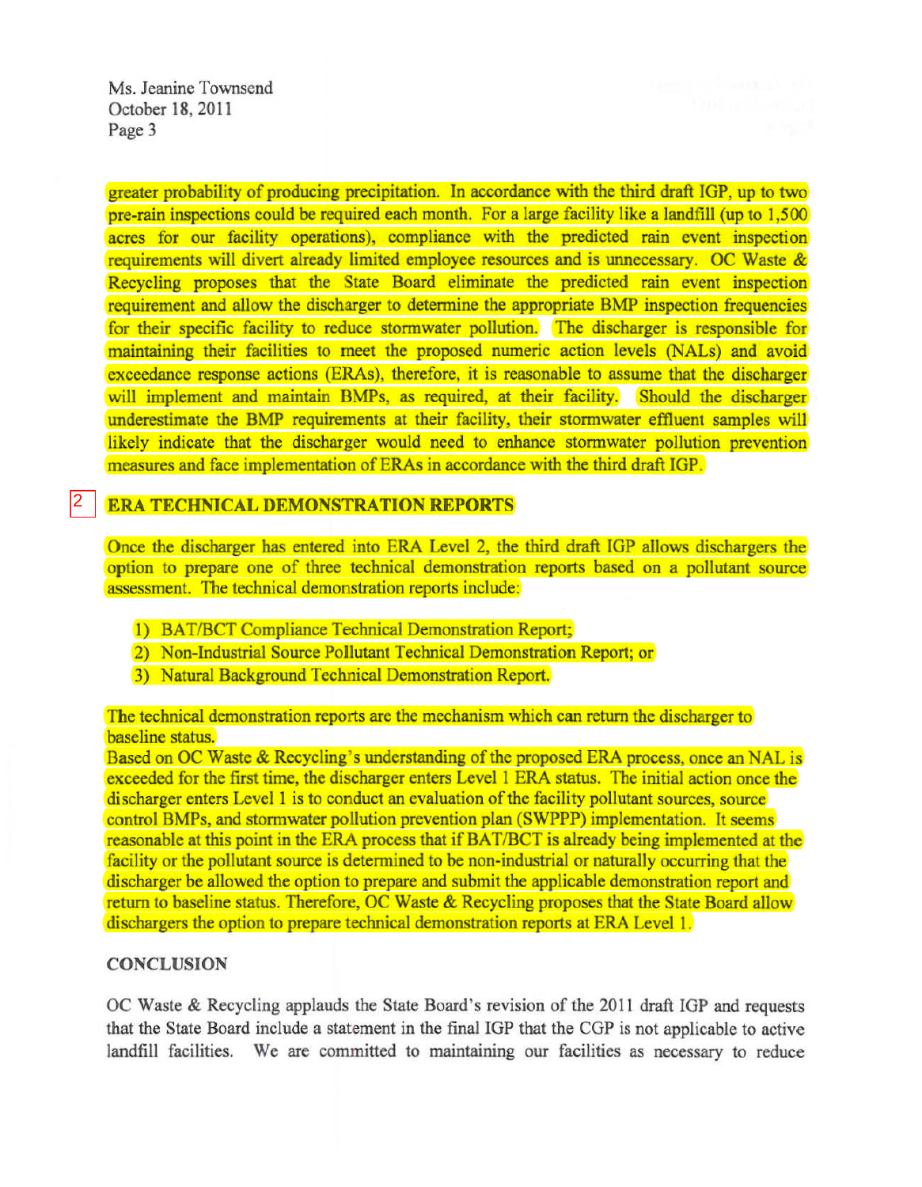greater probability of producing precipitation. In accordance with the third draft IGP, up to two pre-rain inspections could be required each month. For a large facility like a landfill (up to 1,500 acres for our facility operations), compliance with the predicted rain event inspection requirements will divert already limited employee resources and is unnecessary. OC Waste & Recycling proposes that the State Board eliminate the predicted rain event inspection requirement and allow the discharger to determine the appropriate BMP inspection frequencies for their specific facility to reduce stormwater pollution. The discharger is responsible for maintaining their facilities to meet the proposed numeric action levels (NALs) and avoid exceedance response actions (ERAs), therefore, it is reasonable to assume that the discharger will implement and maintain BMPs, as required, at their facility. Should the discharger underestimate the BMP requirements at their facility, their stormwater effluent samples will likely indicate that the discharger would need to enhance stormwater pollution prevention measures and face implementation of ERAs in accordance with the third draft IGP.

2

**ERA TECHNICAL DEMONSTRATION REPORTS**

Once the discharger has entered into ERA Level 2, the third draft IGP allows dischargers the option to prepare one of three technical demonstration reports based on a pollutant source assessment. The technical demonstration reports include:

1) BAT/BCT Compliance Technical Demonstration Report;
2) Non-Industrial Source Pollutant Technical Demonstration Report; or
3) Natural Background Technical Demonstration Report.

The technical demonstration reports are the mechanism which can return the discharger to baseline status.
Based on OC Waste & Recycling's understanding of the proposed ERA process, once an NAL is exceeded for the first time, the discharger enters Level 1 ERA status. The initial action once the discharger enters Level 1 is to conduct an evaluation of the facility pollutant sources, source control BMPs, and stormwater pollution prevention plan (SWPPP) implementation. It seems reasonable at this point in the ERA process that if BAT/BCT is already being implemented at the facility or the pollutant source is determined to be non-industrial or naturally occurring that the discharger be allowed the option to prepare and submit the applicable demonstration report and return to baseline status. Therefore, OC Waste & Recycling proposes that the State Board allow dischargers the option to prepare technical demonstration reports at ERA Level 1.

**CONCLUSION**

OC Waste & Recycling applauds the State Board's revision of the 2011 draft IGP and requests that the State Board include a statement in the final IGP that the CGP is not applicable to active landfill facilities. We are committed to maintaining our facilities as necessary to reduce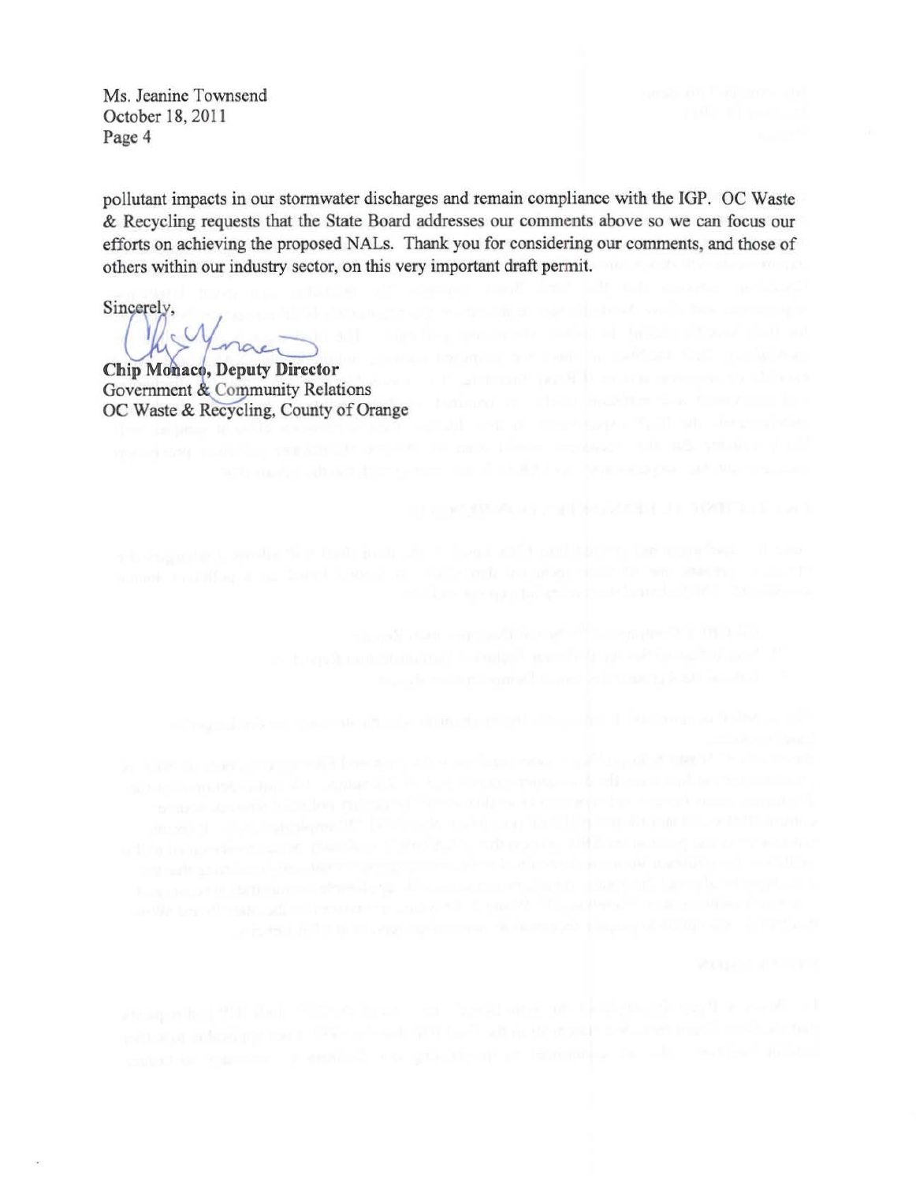Ms. Jeanine Townsend
October 18, 2011
Page 4

pollutant impacts in our stormwater discharges and remain compliance with the IGP. OC Waste & Recycling requests that the State Board addresses our comments above so we can focus our efforts on achieving the proposed NALs. Thank you for considering our comments, and those of others within our industry sector, on this very important draft permit.

Sincerely,

**Chip Monaco, Deputy Director**
Government & Community Relations
OC Waste & Recycling, County of Orange